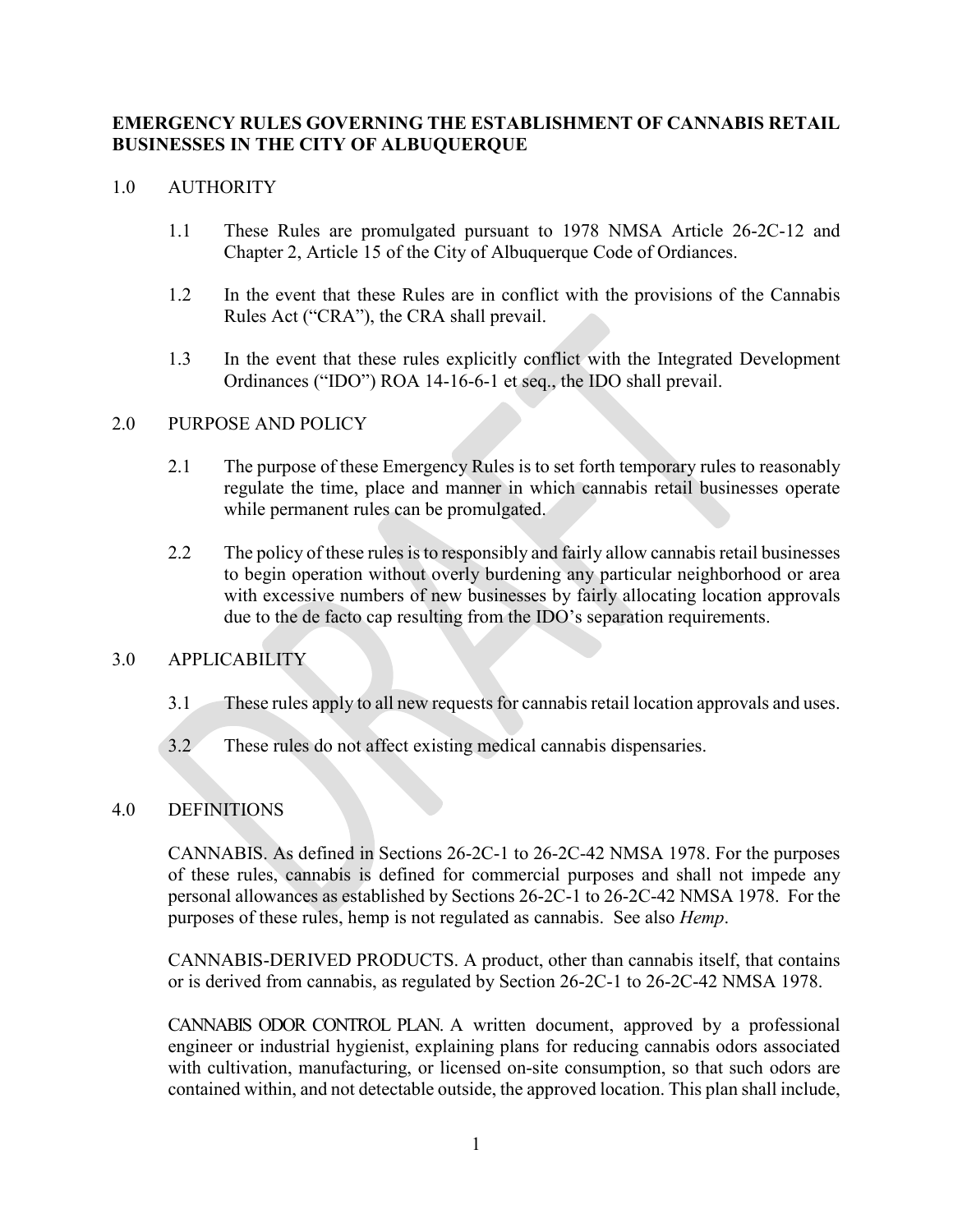**EMERGENCY RULES GOVERNING THE ESTABLISHMENT OF CANNABIS RETAIL BUSINESSES IN THE CITY OF ALBUQUERQUE**

1.0 AUTHORITY

1.1 These Rules are promulgated pursuant to 1978 NMSA Article 26-2C-12 and Chapter 2, Article 15 of the City of Albuquerque Code of Ordiances.

1.2 In the event that these Rules are in conflict with the provisions of the Cannabis Rules Act ("CRA"), the CRA shall prevail.

1.3 In the event that these rules explicitly conflict with the Integrated Development Ordinances ("IDO") ROA 14-16-6-1 et seq., the IDO shall prevail.

2.0 PURPOSE AND POLICY

2.1 The purpose of these Emergency Rules is to set forth temporary rules to reasonably regulate the time, place and manner in which cannabis retail businesses operate while permanent rules can be promulgated.

2.2 The policy of these rules is to responsibly and fairly allow cannabis retail businesses to begin operation without overly burdening any particular neighborhood or area with excessive numbers of new businesses by fairly allocating location approvals due to the de facto cap resulting from the IDO's separation requirements.

3.0 APPLICABILITY

3.1 These rules apply to all new requests for cannabis retail location approvals and uses.

3.2 These rules do not affect existing medical cannabis dispensaries.

4.0 DEFINITIONS

CANNABIS. As defined in Sections 26-2C-1 to 26-2C-42 NMSA 1978. For the purposes of these rules, cannabis is defined for commercial purposes and shall not impede any personal allowances as established by Sections 26-2C-1 to 26-2C-42 NMSA 1978. For the purposes of these rules, hemp is not regulated as cannabis. See also *Hemp*.

CANNABIS-DERIVED PRODUCTS. A product, other than cannabis itself, that contains or is derived from cannabis, as regulated by Section 26-2C-1 to 26-2C-42 NMSA 1978.

CANNABIS ODOR CONTROL PLAN. A written document, approved by a professional engineer or industrial hygienist, explaining plans for reducing cannabis odors associated with cultivation, manufacturing, or licensed on-site consumption, so that such odors are contained within, and not detectable outside, the approved location. This plan shall include,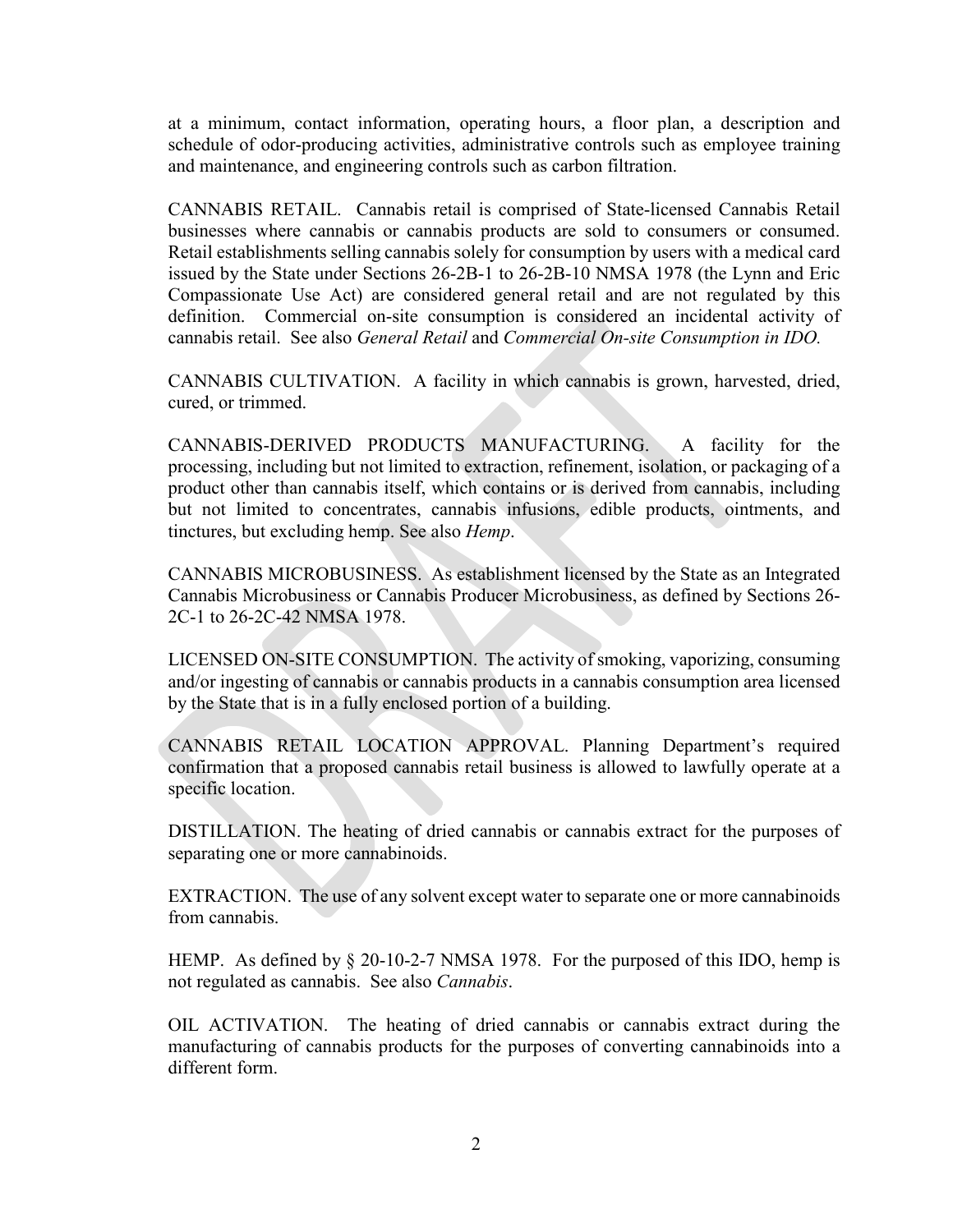at a minimum, contact information, operating hours, a floor plan, a description and schedule of odor-producing activities, administrative controls such as employee training and maintenance, and engineering controls such as carbon filtration.

CANNABIS RETAIL. Cannabis retail is comprised of State-licensed Cannabis Retail businesses where cannabis or cannabis products are sold to consumers or consumed. Retail establishments selling cannabis solely for consumption by users with a medical card issued by the State under Sections 26-2B-1 to 26-2B-10 NMSA 1978 (the Lynn and Eric Compassionate Use Act) are considered general retail and are not regulated by this definition. Commercial on-site consumption is considered an incidental activity of cannabis retail. See also *General Retail* and *Commercial On-site Consumption in IDO.*

CANNABIS CULTIVATION. A facility in which cannabis is grown, harvested, dried, cured, or trimmed.

CANNABIS-DERIVED PRODUCTS MANUFACTURING. A facility for the processing, including but not limited to extraction, refinement, isolation, or packaging of a product other than cannabis itself, which contains or is derived from cannabis, including but not limited to concentrates, cannabis infusions, edible products, ointments, and tinctures, but excluding hemp. See also *Hemp*.

CANNABIS MICROBUSINESS. As establishment licensed by the State as an Integrated Cannabis Microbusiness or Cannabis Producer Microbusiness, as defined by Sections 26-2C-1 to 26-2C-42 NMSA 1978.

LICENSED ON-SITE CONSUMPTION. The activity of smoking, vaporizing, consuming and/or ingesting of cannabis or cannabis products in a cannabis consumption area licensed by the State that is in a fully enclosed portion of a building.

CANNABIS RETAIL LOCATION APPROVAL. Planning Department's required confirmation that a proposed cannabis retail business is allowed to lawfully operate at a specific location.

DISTILLATION. The heating of dried cannabis or cannabis extract for the purposes of separating one or more cannabinoids.

EXTRACTION. The use of any solvent except water to separate one or more cannabinoids from cannabis.

HEMP. As defined by § 20-10-2-7 NMSA 1978. For the purposed of this IDO, hemp is not regulated as cannabis. See also *Cannabis*.

OIL ACTIVATION. The heating of dried cannabis or cannabis extract during the manufacturing of cannabis products for the purposes of converting cannabinoids into a different form.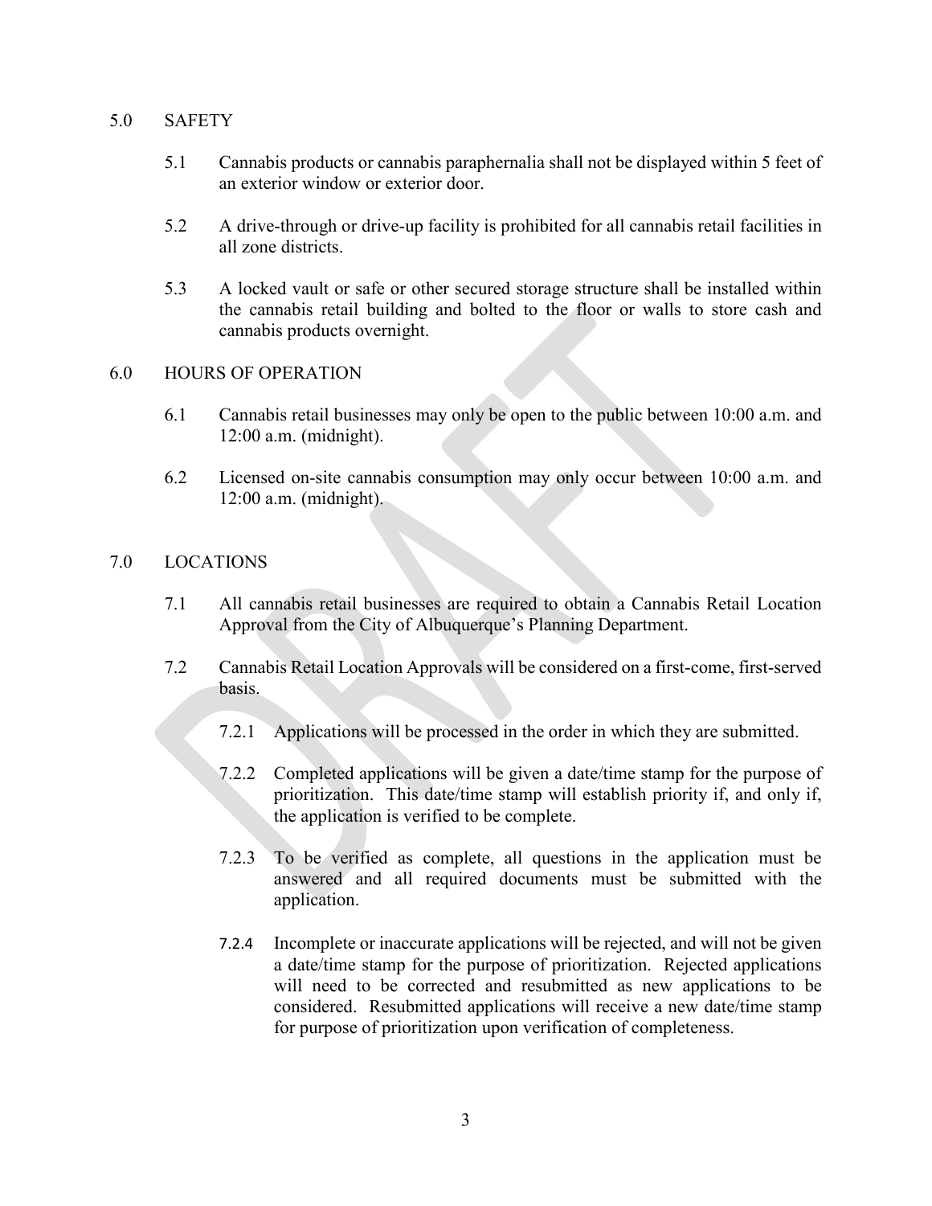## 5.0 SAFETY

5.1 Cannabis products or cannabis paraphernalia shall not be displayed within 5 feet of an exterior window or exterior door.

5.2 A drive-through or drive-up facility is prohibited for all cannabis retail facilities in all zone districts.

5.3 A locked vault or safe or other secured storage structure shall be installed within the cannabis retail building and bolted to the floor or walls to store cash and cannabis products overnight.

## 6.0 HOURS OF OPERATION

6.1 Cannabis retail businesses may only be open to the public between 10:00 a.m. and 12:00 a.m. (midnight).

6.2 Licensed on-site cannabis consumption may only occur between 10:00 a.m. and 12:00 a.m. (midnight).

## 7.0 LOCATIONS

7.1 All cannabis retail businesses are required to obtain a Cannabis Retail Location Approval from the City of Albuquerque's Planning Department.

7.2 Cannabis Retail Location Approvals will be considered on a first-come, first-served basis.

7.2.1 Applications will be processed in the order in which they are submitted.

7.2.2 Completed applications will be given a date/time stamp for the purpose of prioritization. This date/time stamp will establish priority if, and only if, the application is verified to be complete.

7.2.3 To be verified as complete, all questions in the application must be answered and all required documents must be submitted with the application.

7.2.4 Incomplete or inaccurate applications will be rejected, and will not be given a date/time stamp for the purpose of prioritization. Rejected applications will need to be corrected and resubmitted as new applications to be considered. Resubmitted applications will receive a new date/time stamp for purpose of prioritization upon verification of completeness.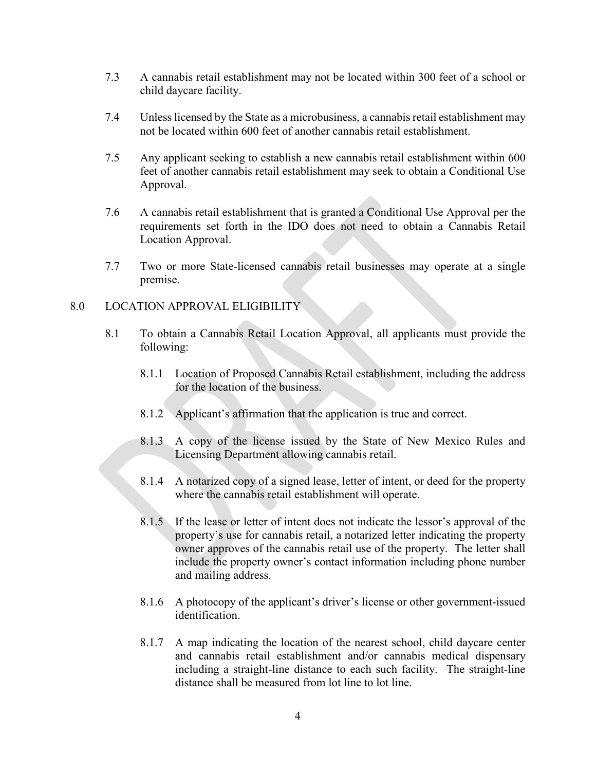7.3 A cannabis retail establishment may not be located within 300 feet of a school or child daycare facility.

7.4 Unless licensed by the State as a microbusiness, a cannabis retail establishment may not be located within 600 feet of another cannabis retail establishment.

7.5 Any applicant seeking to establish a new cannabis retail establishment within 600 feet of another cannabis retail establishment may seek to obtain a Conditional Use Approval.

7.6 A cannabis retail establishment that is granted a Conditional Use Approval per the requirements set forth in the IDO does not need to obtain a Cannabis Retail Location Approval.

7.7 Two or more State-licensed cannabis retail businesses may operate at a single premise.

## 8.0 LOCATION APPROVAL ELIGIBILITY

8.1 To obtain a Cannabis Retail Location Approval, all applicants must provide the following:

8.1.1 Location of Proposed Cannabis Retail establishment, including the address for the location of the business.

8.1.2 Applicant's affirmation that the application is true and correct.

8.1.3 A copy of the license issued by the State of New Mexico Rules and Licensing Department allowing cannabis retail.

8.1.4 A notarized copy of a signed lease, letter of intent, or deed for the property where the cannabis retail establishment will operate.

8.1.5 If the lease or letter of intent does not indicate the lessor's approval of the property's use for cannabis retail, a notarized letter indicating the property owner approves of the cannabis retail use of the property. The letter shall include the property owner's contact information including phone number and mailing address.

8.1.6 A photocopy of the applicant's driver's license or other government-issued identification.

8.1.7 A map indicating the location of the nearest school, child daycare center and cannabis retail establishment and/or cannabis medical dispensary including a straight-line distance to each such facility. The straight-line distance shall be measured from lot line to lot line.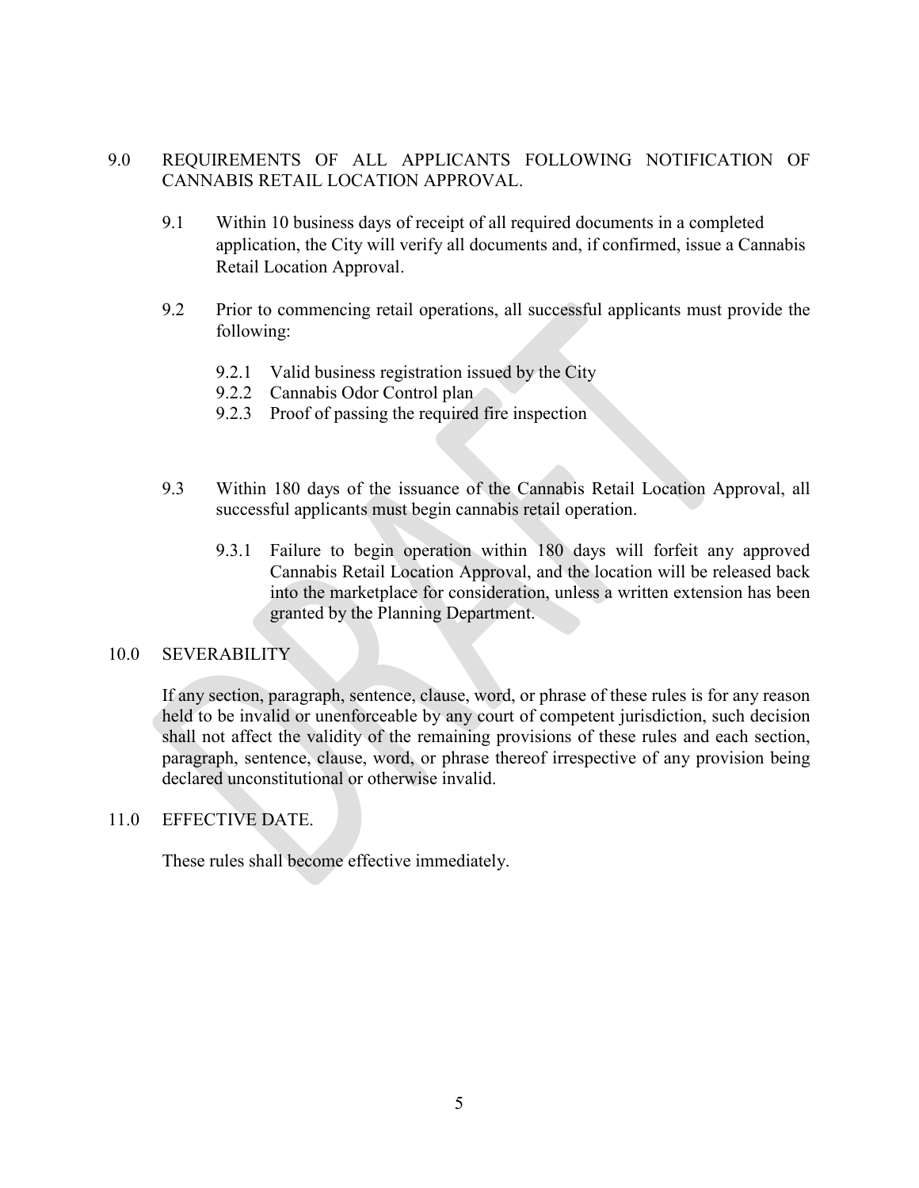## 9.0 REQUIREMENTS OF ALL APPLICANTS FOLLOWING NOTIFICATION OF CANNABIS RETAIL LOCATION APPROVAL.

9.1 Within 10 business days of receipt of all required documents in a completed application, the City will verify all documents and, if confirmed, issue a Cannabis Retail Location Approval.

9.2 Prior to commencing retail operations, all successful applicants must provide the following:

- 9.2.1 Valid business registration issued by the City
- 9.2.2 Cannabis Odor Control plan
- 9.2.3 Proof of passing the required fire inspection

9.3 Within 180 days of the issuance of the Cannabis Retail Location Approval, all successful applicants must begin cannabis retail operation.

- 9.3.1 Failure to begin operation within 180 days will forfeit any approved Cannabis Retail Location Approval, and the location will be released back into the marketplace for consideration, unless a written extension has been granted by the Planning Department.

## 10.0 SEVERABILITY

If any section, paragraph, sentence, clause, word, or phrase of these rules is for any reason held to be invalid or unenforceable by any court of competent jurisdiction, such decision shall not affect the validity of the remaining provisions of these rules and each section, paragraph, sentence, clause, word, or phrase thereof irrespective of any provision being declared unconstitutional or otherwise invalid.

## 11.0 EFFECTIVE DATE.

These rules shall become effective immediately.